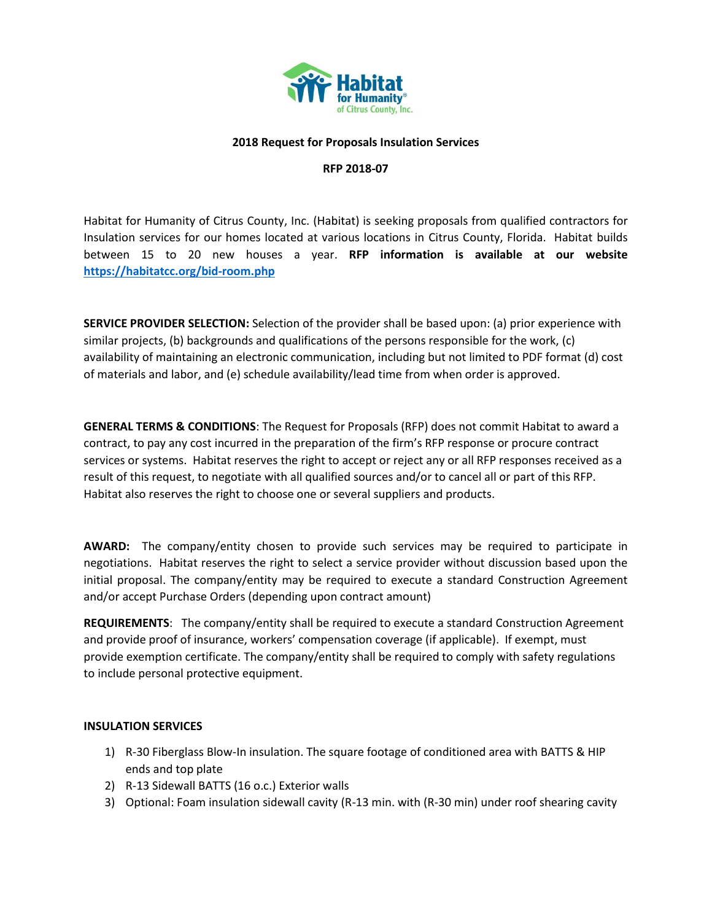Habitat for Humanity® of Citrus County, Inc.

**2018 Request for Proposals Insulation Services**

**RFP 2018-07**

Habitat for Humanity of Citrus County, Inc. (Habitat) is seeking proposals from qualified contractors for Insulation services for our homes located at various locations in Citrus County, Florida. Habitat builds between 15 to 20 new houses a year. **RFP information is available at our website [https://habitatcc.org/bid-room.php](https://habitatcc.org/bid-room.php)**

**SERVICE PROVIDER SELECTION:** Selection of the provider shall be based upon: (a) prior experience with similar projects, (b) backgrounds and qualifications of the persons responsible for the work, (c) availability of maintaining an electronic communication, including but not limited to PDF format (d) cost of materials and labor, and (e) schedule availability/lead time from when order is approved.

**GENERAL TERMS & CONDITIONS**: The Request for Proposals (RFP) does not commit Habitat to award a contract, to pay any cost incurred in the preparation of the firm's RFP response or procure contract services or systems. Habitat reserves the right to accept or reject any or all RFP responses received as a result of this request, to negotiate with all qualified sources and/or to cancel all or part of this RFP. Habitat also reserves the right to choose one or several suppliers and products.

**AWARD:** The company/entity chosen to provide such services may be required to participate in negotiations. Habitat reserves the right to select a service provider without discussion based upon the initial proposal. The company/entity may be required to execute a standard Construction Agreement and/or accept Purchase Orders (depending upon contract amount)

**REQUIREMENTS**: The company/entity shall be required to execute a standard Construction Agreement and provide proof of insurance, workers' compensation coverage (if applicable). If exempt, must provide exemption certificate. The company/entity shall be required to comply with safety regulations to include personal protective equipment.

**INSULATION SERVICES**

1) R-30 Fiberglass Blow-In insulation. The square footage of conditioned area with BATTS & HIP ends and top plate
2) R-13 Sidewall BATTS (16 o.c.) Exterior walls
3) Optional: Foam insulation sidewall cavity (R-13 min. with (R-30 min) under roof shearing cavity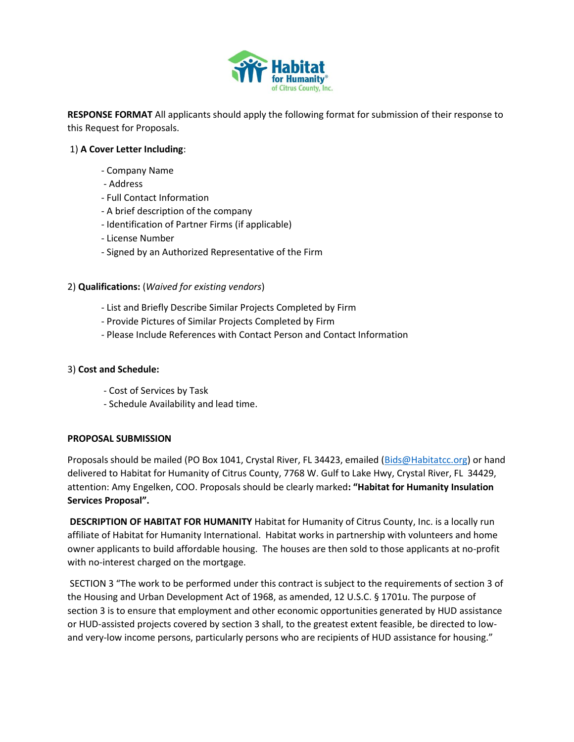**RESPONSE FORMAT** All applicants should apply the following format for submission of their response to this Request for Proposals.

1) **A Cover Letter Including**:

- Company Name
- Address
- Full Contact Information
- A brief description of the company
- Identification of Partner Firms (if applicable)
- License Number
- Signed by an Authorized Representative of the Firm

2) **Qualifications:** (*Waived for existing vendors*)

- List and Briefly Describe Similar Projects Completed by Firm
- Provide Pictures of Similar Projects Completed by Firm
- Please Include References with Contact Person and Contact Information

3) **Cost and Schedule:**

- Cost of Services by Task
- Schedule Availability and lead time.

**PROPOSAL SUBMISSION**

Proposals should be mailed (PO Box 1041, Crystal River, FL 34423, emailed (Bids@Habitatcc.org) or hand delivered to Habitat for Humanity of Citrus County, 7768 W. Gulf to Lake Hwy, Crystal River, FL 34429, attention: Amy Engelken, COO. Proposals should be clearly marked**: "Habitat for Humanity Insulation Services Proposal".**

**DESCRIPTION OF HABITAT FOR HUMANITY** Habitat for Humanity of Citrus County, Inc. is a locally run affiliate of Habitat for Humanity International. Habitat works in partnership with volunteers and home owner applicants to build affordable housing. The houses are then sold to those applicants at no-profit with no-interest charged on the mortgage.

SECTION 3 "The work to be performed under this contract is subject to the requirements of section 3 of the Housing and Urban Development Act of 1968, as amended, 12 U.S.C. § 1701u. The purpose of section 3 is to ensure that employment and other economic opportunities generated by HUD assistance or HUD-assisted projects covered by section 3 shall, to the greatest extent feasible, be directed to low- and very-low income persons, particularly persons who are recipients of HUD assistance for housing."